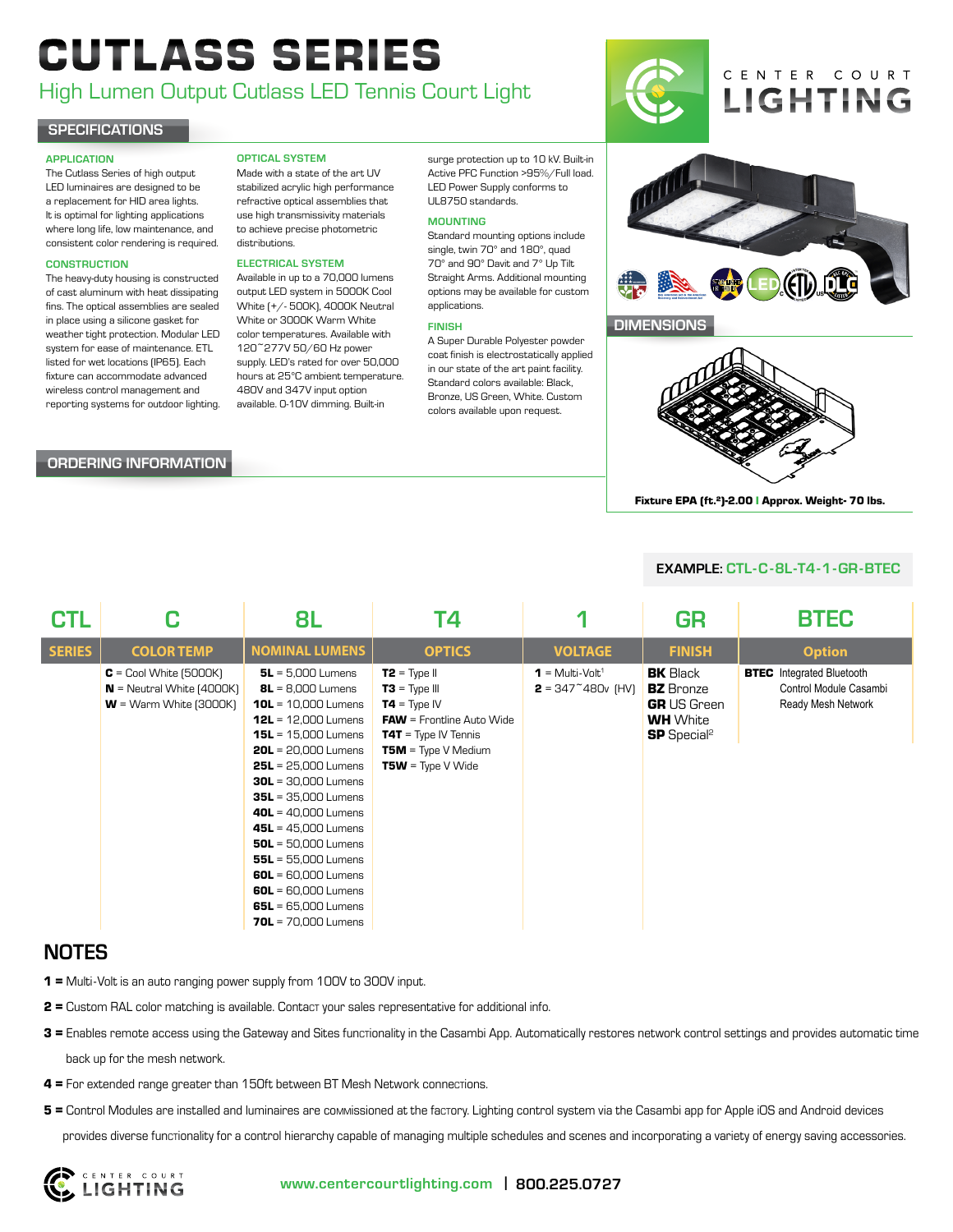# CUTLASS SERIES

High Lumen Output Cutlass LED Tennis Court Light

CENTER COURT LIGHTING

## SPECIFICATIONS

### APPLICATION

The Cutlass Series of high output LED luminaires are designed to be a replacement for HID area lights. It is optimal for lighting applications where long life, low maintenance, and consistent color rendering is required.

### CONSTRUCTION

The heavy-duty housing is constructed of cast aluminum with heat dissipating fins. The optical assemblies are sealed in place using a silicone gasket for weather tight protection. Modular LED system for ease of maintenance. ETL listed for wet locations (IP65). Each fixture can accommodate advanced wireless control management and reporting systems for outdoor lighting.

### OPTICAL SYSTEM

Made with a state of the art UV stabilized acrylic high performance refractive optical assemblies that use high transmissivity materials to achieve precise photometric distributions.

### ELECTRICAL SYSTEM

Available in up to a 70,000 lumens output LED system in 5000K Cool White (+/- 500K), 4000K Neutral White or 3000K Warm White color temperatures. Available with 120~277V 50/60 Hz power supply. LED's rated for over 50,000 hours at 25°C ambient temperature. 480V and 347V input option available. 0-10V dimming. Built-in surge protection up to 10 kV. Built-in Active PFC Function >95%/Full load. LED Power Supply conforms to UL8750 standards.

### MOUNTING

Standard mounting options include single, twin 70° and 180°, quad 70° and 90° Davit and 7° Up Tilt Straight Arms. Additional mounting options may be available for custom applications.

### FINISH

A Super Durable Polyester powder coat finish is electrostatically applied in our state of the art paint facility. Standard colors available: Black, Bronze, US Green, White. Custom colors available upon request.

## DIMENSIONS

**Fixture EPA (ft.²)-2.00 | Approx. Weight- 70 lbs.**

## ORDERING INFORMATION

**EXAMPLE: CTL-C-8L-T4-1-GR-BTEC**

| CTL | C | 8L | T4 | 1 | GR | BTEC |
|---|---|---|---|---|---|---|
| SERIES | COLOR TEMP | NOMINAL LUMENS | OPTICS | VOLTAGE | FINISH | Option |
| | **C** = Cool White (5000K)<br>**N** = Neutral White (4000K)<br>**W** = Warm White (3000K) | **5L** = 5,000 Lumens<br>**8L** = 8,000 Lumens<br>**10L** = 10,000 Lumens<br>**12L** = 12,000 Lumens<br>**15L** = 15,000 Lumens<br>**20L** = 20,000 Lumens<br>**25L** = 25,000 Lumens<br>**30L** = 30,000 Lumens<br>**35L** = 35,000 Lumens<br>**40L** = 40,000 Lumens<br>**45L** = 45,000 Lumens<br>**50L** = 50,000 Lumens<br>**55L** = 55,000 Lumens<br>**60L** = 60,000 Lumens<br>**60L** = 60,000 Lumens<br>**65L** = 65,000 Lumens<br>**70L** = 70,000 Lumens | **T2** = Type II<br>**T3** = Type III<br>**T4** = Type IV<br>**FAW** = Frontline Auto Wide<br>**T4T** = Type IV Tennis<br>**T5M** = Type V Medium<br>**T5W** = Type V Wide | **1** = Multi-Volt[1]<br>**2** = 347~480v (HV) | **BK** Black<br>**BZ** Bronze<br>**GR** US Green<br>**WH** White<br>**SP** Special[2] | **BTEC** Integrated Bluetooth Control Module Casambi Ready Mesh Network |

## NOTES

**1 =** Multi-Volt is an auto ranging power supply from 100V to 300V input.

**2 =** Custom RAL color matching is available. Contact your sales representative for additional info.

**3 =** Enables remote access using the Gateway and Sites functionality in the Casambi App. Automatically restores network control settings and provides automatic time back up for the mesh network.

**4 =** For extended range greater than 150ft between BT Mesh Network connections.

**5 =** Control Modules are installed and luminaires are commissioned at the factory. Lighting control system via the Casambi app for Apple iOS and Android devices provides diverse functionality for a control hierarchy capable of managing multiple schedules and scenes and incorporating a variety of energy saving accessories.

CENTER COURT LIGHTING www.centercourtlighting.com | 800.225.0727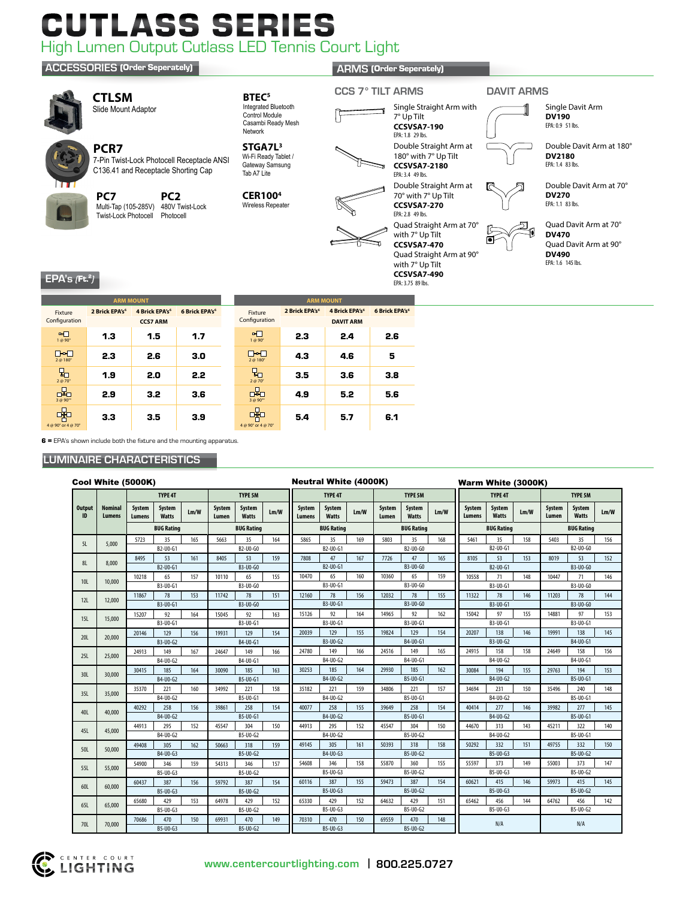# CUTLASS SERIES

High Lumen Output Cutlass LED Tennis Court Light

## ACCESSORIES (Order Seperately)

**CTLSM**
Slide Mount Adaptor

**PCR7**
7-Pin Twist-Lock Photocell Receptacle ANSI C136.41 and Receptacle Shorting Cap

**PC7**
Multi-Tap (105-285V) Twist-Lock Photocell

**PC2**
480V Twist-Lock Photocell

**BTEC**[5]
Integrated Bluetooth Control Module Casambi Ready Mesh Network

**STGA7L**[3]
Wi-Fi Ready Tablet / Gateway Samsung Tab A7 Lite

**CER100**[4]
Wireless Repeater

## ARMS (Order Seperately)

### CCS 7° TILT ARMS

Single Straight Arm with 7° Up Tilt
**CCSVSA7-190**
EPA: 1.8 29 lbs.

Double Straight Arm at 180° with 7° Up Tilt
**CCSVSA7-2180**
EPA: 3.4 49 lbs.

Double Straight Arm at 70° with 7° Up Tilt
**CCSVSA7-270**
EPA: 2.8 49 lbs.

Quad Straight Arm at 70° with 7° Up Tilt
**CCSVSA7-470**
Quad Straight Arm at 90° with 7° Up Tilt
**CCSVSA7-490**
EPA: 3.75 89 lbs.

### DAVIT ARMS

Single Davit Arm
**DV190**
EPA: 0.9 51 lbs.

Double Davit Arm at 180°
**DV2180**
EPA: 1.4 83 lbs.

Double Davit Arm at 70°
**DV270**
EPA: 1.1 83 lbs.

Quad Davit Arm at 70°
**DV470**
Quad Davit Arm at 90°
**DV490**
EPA: 1.6 145 lbs.

## EPA's (Ft.²)

| Fixture Configuration | ARM MOUNT – CCS7 ARM – 2 Brick EPA's[6] | 4 Brick EPA's[6] | 6 Brick EPA's[6] |
|---|---|---|---|
| 1 @ 90° | 1.3 | 1.5 | 1.7 |
| 2 @ 180° | 2.3 | 2.6 | 3.0 |
| 2 @ 70° | 1.9 | 2.0 | 2.2 |
| 3 @ 90° | 2.9 | 3.2 | 3.6 |
| 4 @ 90° or 4 @ 70° | 3.3 | 3.5 | 3.9 |

| Fixture Configuration | ARM MOUNT – DAVIT ARM – 2 Brick EPA's[6] | 4 Brick EPA's[6] | 6 Brick EPA's[6] |
|---|---|---|---|
| 1 @ 90° | 2.3 | 2.4 | 2.6 |
| 2 @ 180° | 4.3 | 4.6 | 5 |
| 2 @ 70° | 3.5 | 3.6 | 3.8 |
| 3 @ 90° | 4.9 | 5.2 | 5.6 |
| 4 @ 90° or 4 @ 70° | 5.4 | 5.7 | 6.1 |

**6** = EPA's shown include both the fixture and the mounting apparatus.

## LUMINAIRE CHARACTERISTICS

### Cool White (5000K)

| Output ID | Nominal Lumens | TYPE 4T System Lumens | System Watts | Lm/W | BUG Rating | TYPE 5M System Lumen | System Watts | Lm/W | BUG Rating |
|---|---|---|---|---|---|---|---|---|---|
| 5L | 5,000 | 5723 | 35 | 165 | B2-U0-G1 | 5663 | 35 | 164 | B2-U0-G0 |
| 8L | 8,000 | 8495 | 53 | 161 | B2-U0-G1 | 8405 | 53 | 159 | B3-U0-G0 |
| 10L | 10,000 | 10218 | 65 | 157 | B3-U0-G1 | 10110 | 65 | 155 | B3-U0-G0 |
| 12L | 12,000 | 11867 | 78 | 153 | B3-U0-G1 | 11742 | 78 | 151 | B3-U0-G0 |
| 15L | 15,000 | 15207 | 92 | 164 | B3-U0-G1 | 15045 | 92 | 163 | B3-U0-G1 |
| 20L | 20,000 | 20146 | 129 | 156 | B3-U0-G2 | 19931 | 129 | 154 | B4-U0-G1 |
| 25L | 25,000 | 24913 | 149 | 167 | B4-U0-G2 | 24647 | 149 | 166 | B4-U0-G1 |
| 30L | 30,000 | 30415 | 185 | 164 | B4-U0-G2 | 30090 | 185 | 163 | B5-U0-G1 |
| 35L | 35,000 | 35370 | 221 | 160 | B4-U0-G2 | 34992 | 221 | 158 | B5-U0-G1 |
| 40L | 40,000 | 40292 | 258 | 156 | B4-U0-G2 | 39861 | 258 | 154 | B5-U0-G1 |
| 45L | 45,000 | 44913 | 295 | 152 | B4-U0-G2 | 45547 | 304 | 150 | B5-U0-G2 |
| 50L | 50,000 | 49408 | 305 | 162 | B4-U0-G3 | 50663 | 318 | 159 | B5-U0-G2 |
| 55L | 55,000 | 54900 | 346 | 159 | B5-U0-G3 | 54313 | 346 | 157 | B5-U0-G2 |
| 60L | 60,000 | 60437 | 387 | 156 | B5-U0-G3 | 59792 | 387 | 154 | B5-U0-G2 |
| 65L | 65,000 | 65680 | 429 | 153 | B5-U0-G3 | 64978 | 429 | 152 | B5-U0-G2 |
| 70L | 70,000 | 70686 | 470 | 150 | B5-U0-G3 | 69931 | 470 | 149 | B5-U0-G2 |

### Neutral White (4000K)

| Output ID | TYPE 4T System Lumens | System Watts | Lm/W | BUG Rating | TYPE 5M System Lumen | System Watts | Lm/W | BUG Rating |
|---|---|---|---|---|---|---|---|---|
| 5L | 5865 | 35 | 169 | B2-U0-G1 | 5803 | 35 | 168 | B2-U0-G0 |
| 8L | 7808 | 47 | 167 | B2-U0-G1 | 7726 | 47 | 165 | B3-U0-G0 |
| 10L | 10470 | 65 | 160 | B3-U0-G1 | 10360 | 65 | 159 | B3-U0-G0 |
| 12L | 12160 | 78 | 156 | B3-U0-G1 | 12032 | 78 | 155 | B3-U0-G0 |
| 15L | 15126 | 92 | 164 | B3-U0-G1 | 14965 | 92 | 162 | B3-U0-G1 |
| 20L | 20039 | 129 | 155 | B3-U0-G2 | 19824 | 129 | 154 | B4-U0-G1 |
| 25L | 24780 | 149 | 166 | B4-U0-G2 | 24516 | 149 | 165 | B4-U0-G1 |
| 30L | 30253 | 185 | 164 | B4-U0-G2 | 29930 | 185 | 162 | B5-U0-G1 |
| 35L | 35182 | 221 | 159 | B4-U0-G2 | 34806 | 221 | 157 | B5-U0-G1 |
| 40L | 40077 | 258 | 155 | B4-U0-G2 | 39649 | 258 | 154 | B5-U0-G1 |
| 45L | 44913 | 295 | 152 | B4-U0-G2 | 45547 | 304 | 150 | B5-U0-G2 |
| 50L | 49145 | 305 | 161 | B4-U0-G3 | 50393 | 318 | 158 | B5-U0-G2 |
| 55L | 54608 | 346 | 158 | B5-U0-G3 | 55870 | 360 | 155 | B5-U0-G2 |
| 60L | 60116 | 387 | 155 | B5-U0-G3 | 59473 | 387 | 154 | B5-U0-G2 |
| 65L | 65330 | 429 | 152 | B5-U0-G3 | 64632 | 429 | 151 | B5-U0-G2 |
| 70L | 70310 | 470 | 150 | B5-U0-G3 | 69559 | 470 | 148 | B5-U0-G2 |

### Warm White (3000K)

| Output ID | TYPE 4T System Lumens | System Watts | Lm/W | BUG Rating | TYPE 5M System Lumen | System Watts | Lm/W | BUG Rating |
|---|---|---|---|---|---|---|---|---|
| 5L | 5461 | 35 | 158 | B2-U0-G1 | 5403 | 35 | 156 | B2-U0-G0 |
| 8L | 8105 | 53 | 153 | B2-U0-G1 | 8019 | 53 | 152 | B3-U0-G0 |
| 10L | 10558 | 71 | 148 | B3-U0-G1 | 10447 | 71 | 146 | B3-U0-G0 |
| 12L | 11322 | 78 | 146 | B3-U0-G1 | 11203 | 78 | 144 | B3-U0-G0 |
| 15L | 15042 | 97 | 155 | B3-U0-G1 | 14881 | 97 | 153 | B3-U0-G1 |
| 20L | 20207 | 138 | 146 | B3-U0-G2 | 19991 | 138 | 145 | B4-U0-G1 |
| 25L | 24915 | 158 | 158 | B4-U0-G2 | 24649 | 158 | 156 | B4-U0-G1 |
| 30L | 30084 | 194 | 155 | B4-U0-G2 | 29763 | 194 | 153 | B5-U0-G1 |
| 35L | 34694 | 231 | 150 | B4-U0-G2 | 35496 | 240 | 148 | B5-U0-G1 |
| 40L | 40414 | 277 | 146 | B4-U0-G2 | 39982 | 277 | 145 | B5-U0-G1 |
| 45L | 44670 | 313 | 143 | B4-U0-G2 | 45211 | 322 | 140 | B5-U0-G1 |
| 50L | 50292 | 332 | 151 | B5-U0-G3 | 49755 | 332 | 150 | B5-U0-G2 |
| 55L | 55597 | 373 | 149 | B5-U0-G3 | 55003 | 373 | 147 | B5-U0-G2 |
| 60L | 60621 | 415 | 146 | B5-U0-G3 | 59973 | 415 | 145 | B5-U0-G2 |
| 65L | 65462 | 456 | 144 | B5-U0-G3 | 64762 | 456 | 142 | B5-U0-G2 |
| 70L | N/A | | | | N/A | | | |

CENTER COURT LIGHTING

www.centercourtlighting.com | 800.225.0727